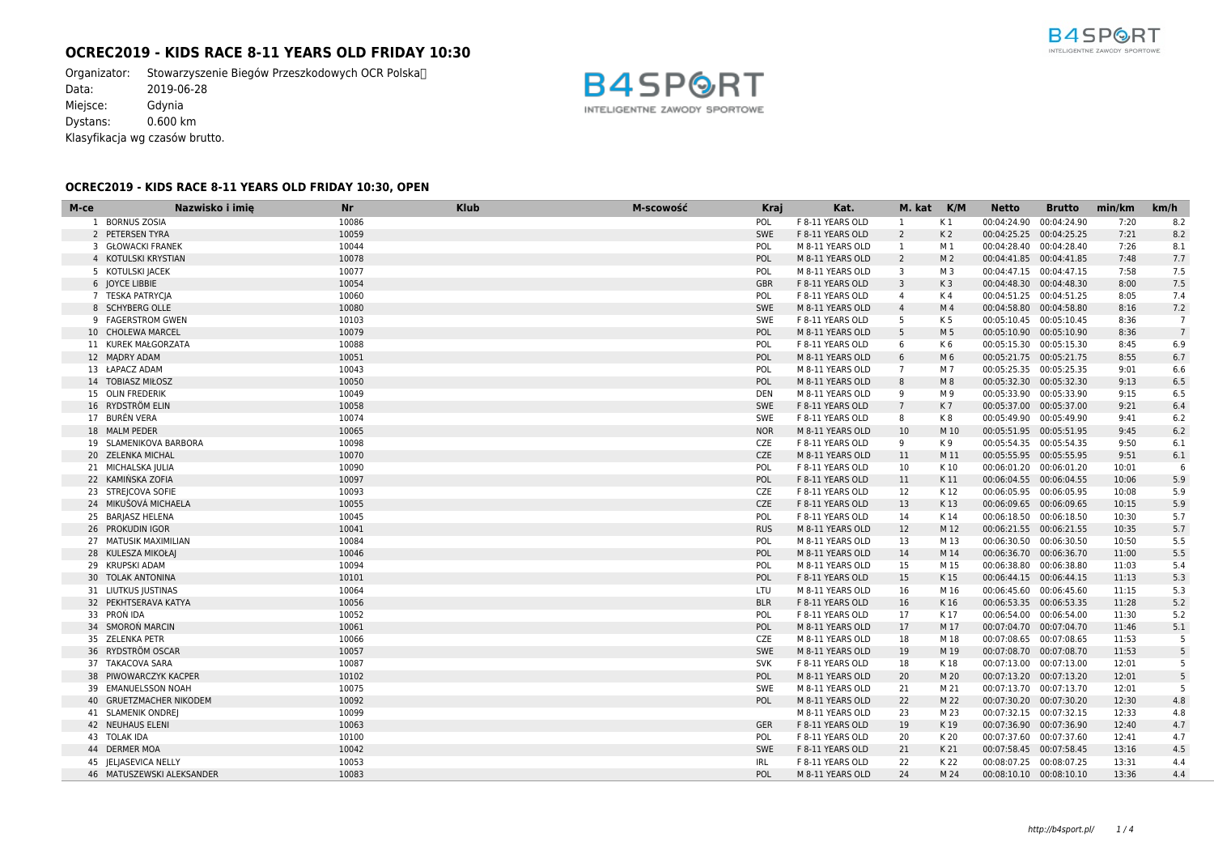# OCREC2019 - KIDS RACE 8-11 YEARS OLD FRIDAY 10:30

Organizator: Stowarzyszenie Biegów Przeszkodowych OCR Polska
Data: 2019-06-28
Miejsce: Gdynia
Dystans: 0.600 km
Klasyfikacja wg czasów brutto.

## OCREC2019 - KIDS RACE 8-11 YEARS OLD FRIDAY 10:30, OPEN

| M-ce | Nazwisko i imię | Nr | Klub | M-scowość | Kraj | Kat. | M. kat | K/M | Netto | Brutto | min/km | km/h |
|---|---|---|---|---|---|---|---|---|---|---|---|---|
| 1 | BORNUS ZOSIA | 10086 | | | POL | F 8-11 YEARS OLD | 1 | K 1 | 00:04:24.90 | 00:04:24.90 | 7:20 | 8.2 |
| 2 | PETERSEN TYRA | 10059 | | | SWE | F 8-11 YEARS OLD | 2 | K 2 | 00:04:25.25 | 00:04:25.25 | 7:21 | 8.2 |
| 3 | GŁOWACKI FRANEK | 10044 | | | POL | M 8-11 YEARS OLD | 1 | M 1 | 00:04:28.40 | 00:04:28.40 | 7:26 | 8.1 |
| 4 | KOTULSKI KRYSTIAN | 10078 | | | POL | M 8-11 YEARS OLD | 2 | M 2 | 00:04:41.85 | 00:04:41.85 | 7:48 | 7.7 |
| 5 | KOTULSKI JACEK | 10077 | | | POL | M 8-11 YEARS OLD | 3 | M 3 | 00:04:47.15 | 00:04:47.15 | 7:58 | 7.5 |
| 6 | JOYCE LIBBIE | 10054 | | | GBR | F 8-11 YEARS OLD | 3 | K 3 | 00:04:48.30 | 00:04:48.30 | 8:00 | 7.5 |
| 7 | TESKA PATRYCJA | 10060 | | | POL | F 8-11 YEARS OLD | 4 | K 4 | 00:04:51.25 | 00:04:51.25 | 8:05 | 7.4 |
| 8 | SCHYBERG OLLE | 10080 | | | SWE | M 8-11 YEARS OLD | 4 | M 4 | 00:04:58.80 | 00:04:58.80 | 8:16 | 7.2 |
| 9 | FAGERSTROM GWEN | 10103 | | | SWE | F 8-11 YEARS OLD | 5 | K 5 | 00:05:10.45 | 00:05:10.45 | 8:36 | 7 |
| 10 | CHOLEWA MARCEL | 10079 | | | POL | M 8-11 YEARS OLD | 5 | M 5 | 00:05:10.90 | 00:05:10.90 | 8:36 | 7 |
| 11 | KUREK MAŁGORZATA | 10088 | | | POL | F 8-11 YEARS OLD | 6 | K 6 | 00:05:15.30 | 00:05:15.30 | 8:45 | 6.9 |
| 12 | MĄDRY ADAM | 10051 | | | POL | M 8-11 YEARS OLD | 6 | M 6 | 00:05:21.75 | 00:05:21.75 | 8:55 | 6.7 |
| 13 | ŁAPACZ ADAM | 10043 | | | POL | M 8-11 YEARS OLD | 7 | M 7 | 00:05:25.35 | 00:05:25.35 | 9:01 | 6.6 |
| 14 | TOBIASZ MIŁOSZ | 10050 | | | POL | M 8-11 YEARS OLD | 8 | M 8 | 00:05:32.30 | 00:05:32.30 | 9:13 | 6.5 |
| 15 | OLIN FREDERIK | 10049 | | | DEN | M 8-11 YEARS OLD | 9 | M 9 | 00:05:33.90 | 00:05:33.90 | 9:15 | 6.5 |
| 16 | RYDSTRÖM ELIN | 10058 | | | SWE | F 8-11 YEARS OLD | 7 | K 7 | 00:05:37.00 | 00:05:37.00 | 9:21 | 6.4 |
| 17 | BURÉN VERA | 10074 | | | SWE | F 8-11 YEARS OLD | 8 | K 8 | 00:05:49.90 | 00:05:49.90 | 9:41 | 6.2 |
| 18 | MALM PEDER | 10065 | | | NOR | M 8-11 YEARS OLD | 10 | M 10 | 00:05:51.95 | 00:05:51.95 | 9:45 | 6.2 |
| 19 | SLAMENIKOVA BARBORA | 10098 | | | CZE | F 8-11 YEARS OLD | 9 | K 9 | 00:05:54.35 | 00:05:54.35 | 9:50 | 6.1 |
| 20 | ZELENKA MICHAL | 10070 | | | CZE | M 8-11 YEARS OLD | 11 | M 11 | 00:05:55.95 | 00:05:55.95 | 9:51 | 6.1 |
| 21 | MICHALSKA JULIA | 10090 | | | POL | F 8-11 YEARS OLD | 10 | K 10 | 00:06:01.20 | 00:06:01.20 | 10:01 | 6 |
| 22 | KAMIŃSKA ZOFIA | 10097 | | | POL | F 8-11 YEARS OLD | 11 | K 11 | 00:06:04.55 | 00:06:04.55 | 10:06 | 5.9 |
| 23 | STREJCOVA SOFIE | 10093 | | | CZE | F 8-11 YEARS OLD | 12 | K 12 | 00:06:05.95 | 00:06:05.95 | 10:08 | 5.9 |
| 24 | MIKUŠOVÁ MICHAELA | 10055 | | | CZE | F 8-11 YEARS OLD | 13 | K 13 | 00:06:09.65 | 00:06:09.65 | 10:15 | 5.9 |
| 25 | BARJASZ HELENA | 10045 | | | POL | F 8-11 YEARS OLD | 14 | K 14 | 00:06:18.50 | 00:06:18.50 | 10:30 | 5.7 |
| 26 | PROKUDIN IGOR | 10041 | | | RUS | M 8-11 YEARS OLD | 12 | M 12 | 00:06:21.55 | 00:06:21.55 | 10:35 | 5.7 |
| 27 | MATUSIK MAXIMILIAN | 10084 | | | POL | M 8-11 YEARS OLD | 13 | M 13 | 00:06:30.50 | 00:06:30.50 | 10:50 | 5.5 |
| 28 | KULESZA MIKOŁAJ | 10046 | | | POL | M 8-11 YEARS OLD | 14 | M 14 | 00:06:36.70 | 00:06:36.70 | 11:00 | 5.5 |
| 29 | KRUPSKI ADAM | 10094 | | | POL | M 8-11 YEARS OLD | 15 | M 15 | 00:06:38.80 | 00:06:38.80 | 11:03 | 5.4 |
| 30 | TOLAK ANTONINA | 10101 | | | POL | F 8-11 YEARS OLD | 15 | K 15 | 00:06:44.15 | 00:06:44.15 | 11:13 | 5.3 |
| 31 | LIUTKUS JUSTINAS | 10064 | | | LTU | M 8-11 YEARS OLD | 16 | M 16 | 00:06:45.60 | 00:06:45.60 | 11:15 | 5.3 |
| 32 | PEKHTSERAVA KATYA | 10056 | | | BLR | F 8-11 YEARS OLD | 16 | K 16 | 00:06:53.35 | 00:06:53.35 | 11:28 | 5.2 |
| 33 | PROŃ IDA | 10052 | | | POL | F 8-11 YEARS OLD | 17 | K 17 | 00:06:54.00 | 00:06:54.00 | 11:30 | 5.2 |
| 34 | SMOROŃ MARCIN | 10061 | | | POL | M 8-11 YEARS OLD | 17 | M 17 | 00:07:04.70 | 00:07:04.70 | 11:46 | 5.1 |
| 35 | ZELENKA PETR | 10066 | | | CZE | M 8-11 YEARS OLD | 18 | M 18 | 00:07:08.65 | 00:07:08.65 | 11:53 | 5 |
| 36 | RYDSTRÖM OSCAR | 10057 | | | SWE | M 8-11 YEARS OLD | 19 | M 19 | 00:07:08.70 | 00:07:08.70 | 11:53 | 5 |
| 37 | TAKACOVA SARA | 10087 | | | SVK | F 8-11 YEARS OLD | 18 | K 18 | 00:07:13.00 | 00:07:13.00 | 12:01 | 5 |
| 38 | PIWOWARCZYK KACPER | 10102 | | | POL | M 8-11 YEARS OLD | 20 | M 20 | 00:07:13.20 | 00:07:13.20 | 12:01 | 5 |
| 39 | EMANUELSSON NOAH | 10075 | | | SWE | M 8-11 YEARS OLD | 21 | M 21 | 00:07:13.70 | 00:07:13.70 | 12:01 | 5 |
| 40 | GRUETZMACHER NIKODEM | 10092 | | | POL | M 8-11 YEARS OLD | 22 | M 22 | 00:07:30.20 | 00:07:30.20 | 12:30 | 4.8 |
| 41 | SLAMENIK ONDREJ | 10099 | | | | M 8-11 YEARS OLD | 23 | M 23 | 00:07:32.15 | 00:07:32.15 | 12:33 | 4.8 |
| 42 | NEUHAUS ELENI | 10063 | | | GER | F 8-11 YEARS OLD | 19 | K 19 | 00:07:36.90 | 00:07:36.90 | 12:40 | 4.7 |
| 43 | TOLAK IDA | 10100 | | | POL | F 8-11 YEARS OLD | 20 | K 20 | 00:07:37.60 | 00:07:37.60 | 12:41 | 4.7 |
| 44 | DERMER MOA | 10042 | | | SWE | F 8-11 YEARS OLD | 21 | K 21 | 00:07:58.45 | 00:07:58.45 | 13:16 | 4.5 |
| 45 | JELJASEVICA NELLY | 10053 | | | IRL | F 8-11 YEARS OLD | 22 | K 22 | 00:08:07.25 | 00:08:07.25 | 13:31 | 4.4 |
| 46 | MATUSZEWSKI ALEKSANDER | 10083 | | | POL | M 8-11 YEARS OLD | 24 | M 24 | 00:08:10.10 | 00:08:10.10 | 13:36 | 4.4 |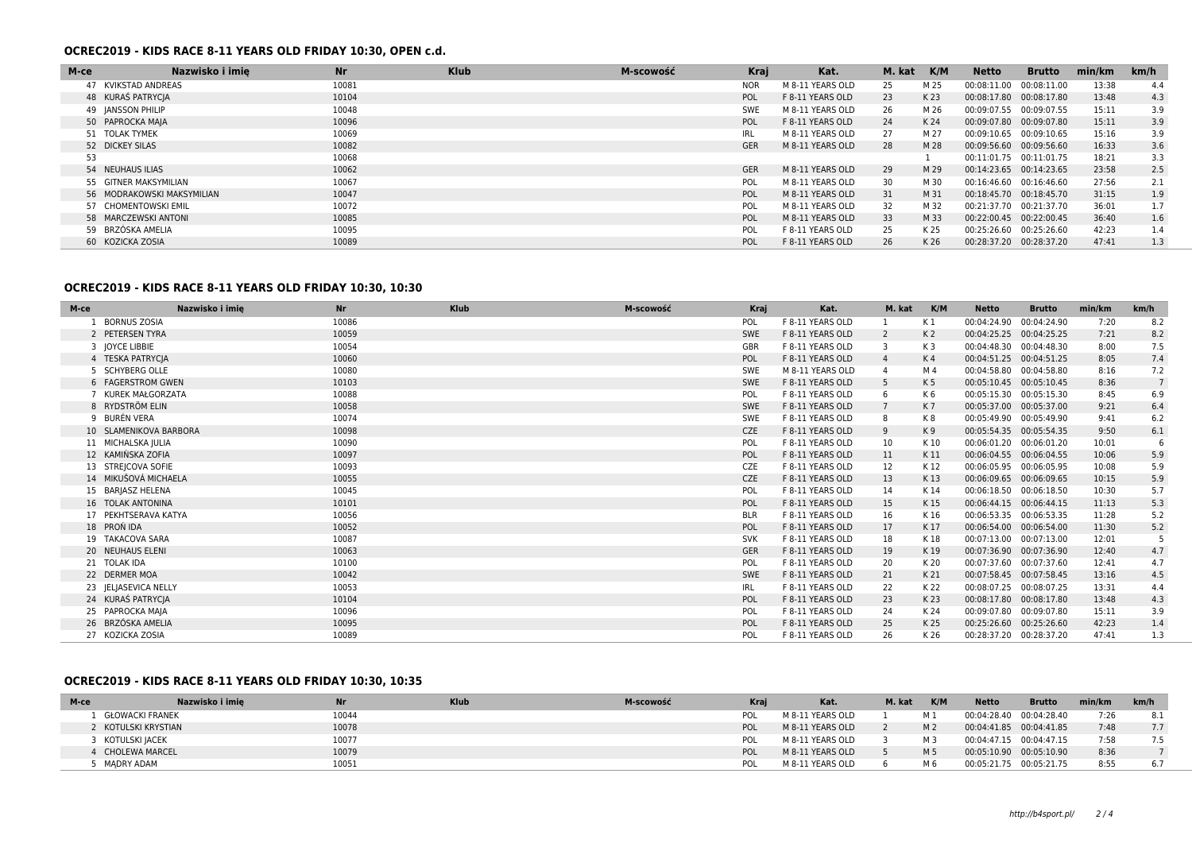### OCREC2019 - KIDS RACE 8-11 YEARS OLD FRIDAY 10:30, OPEN c.d.

| M-ce | Nazwisko i imię | Nr | Klub | M-scowość | Kraj | Kat. | M. kat | K/M | Netto | Brutto | min/km | km/h |
|---|---|---|---|---|---|---|---|---|---|---|---|---|
| 47 | KVIKSTAD ANDREAS | 10081 | | | NOR | M 8-11 YEARS OLD | 25 | M 25 | 00:08:11.00 | 00:08:11.00 | 13:38 | 4.4 |
| 48 | KURAŚ PATRYCJA | 10104 | | | POL | F 8-11 YEARS OLD | 23 | K 23 | 00:08:17.80 | 00:08:17.80 | 13:48 | 4.3 |
| 49 | JANSSON PHILIP | 10048 | | | SWE | M 8-11 YEARS OLD | 26 | M 26 | 00:09:07.55 | 00:09:07.55 | 15:11 | 3.9 |
| 50 | PAPROCKA MAJA | 10096 | | | POL | F 8-11 YEARS OLD | 24 | K 24 | 00:09:07.80 | 00:09:07.80 | 15:11 | 3.9 |
| 51 | TOLAK TYMEK | 10069 | | | IRL | M 8-11 YEARS OLD | 27 | M 27 | 00:09:10.65 | 00:09:10.65 | 15:16 | 3.9 |
| 52 | DICKEY SILAS | 10082 | | | GER | M 8-11 YEARS OLD | 28 | M 28 | 00:09:56.60 | 00:09:56.60 | 16:33 | 3.6 |
| 53 | | 10068 | | | | | | 1 | 00:11:01.75 | 00:11:01.75 | 18:21 | 3.3 |
| 54 | NEUHAUS ILIAS | 10062 | | | GER | M 8-11 YEARS OLD | 29 | M 29 | 00:14:23.65 | 00:14:23.65 | 23:58 | 2.5 |
| 55 | GITNER MAKSYMILIAN | 10067 | | | POL | M 8-11 YEARS OLD | 30 | M 30 | 00:16:46.60 | 00:16:46.60 | 27:56 | 2.1 |
| 56 | MODRAKOWSKI MAKSYMILIAN | 10047 | | | POL | M 8-11 YEARS OLD | 31 | M 31 | 00:18:45.70 | 00:18:45.70 | 31:15 | 1.9 |
| 57 | CHOMENTOWSKI EMIL | 10072 | | | POL | M 8-11 YEARS OLD | 32 | M 32 | 00:21:37.70 | 00:21:37.70 | 36:01 | 1.7 |
| 58 | MARCZEWSKI ANTONI | 10085 | | | POL | M 8-11 YEARS OLD | 33 | M 33 | 00:22:00.45 | 00:22:00.45 | 36:40 | 1.6 |
| 59 | BRZÓSKA AMELIA | 10095 | | | POL | F 8-11 YEARS OLD | 25 | K 25 | 00:25:26.60 | 00:25:26.60 | 42:23 | 1.4 |
| 60 | KOZICKA ZOSIA | 10089 | | | POL | F 8-11 YEARS OLD | 26 | K 26 | 00:28:37.20 | 00:28:37.20 | 47:41 | 1.3 |

### OCREC2019 - KIDS RACE 8-11 YEARS OLD FRIDAY 10:30, 10:30

| M-ce | Nazwisko i imię | Nr | Klub | M-scowość | Kraj | Kat. | M. kat | K/M | Netto | Brutto | min/km | km/h |
|---|---|---|---|---|---|---|---|---|---|---|---|---|
| 1 | BORNUS ZOSIA | 10086 | | | POL | F 8-11 YEARS OLD | 1 | K 1 | 00:04:24.90 | 00:04:24.90 | 7:20 | 8.2 |
| 2 | PETERSEN TYRA | 10059 | | | SWE | F 8-11 YEARS OLD | 2 | K 2 | 00:04:25.25 | 00:04:25.25 | 7:21 | 8.2 |
| 3 | JOYCE LIBBIE | 10054 | | | GBR | F 8-11 YEARS OLD | 3 | K 3 | 00:04:48.30 | 00:04:48.30 | 8:00 | 7.5 |
| 4 | TESKA PATRYCJA | 10060 | | | POL | F 8-11 YEARS OLD | 4 | K 4 | 00:04:51.25 | 00:04:51.25 | 8:05 | 7.4 |
| 5 | SCHYBERG OLLE | 10080 | | | SWE | M 8-11 YEARS OLD | 4 | M 4 | 00:04:58.80 | 00:04:58.80 | 8:16 | 7.2 |
| 6 | FAGERSTROM GWEN | 10103 | | | SWE | F 8-11 YEARS OLD | 5 | K 5 | 00:05:10.45 | 00:05:10.45 | 8:36 | 7 |
| 7 | KUREK MAŁGORZATA | 10088 | | | POL | F 8-11 YEARS OLD | 6 | K 6 | 00:05:15.30 | 00:05:15.30 | 8:45 | 6.9 |
| 8 | RYDSTRÖM ELIN | 10058 | | | SWE | F 8-11 YEARS OLD | 7 | K 7 | 00:05:37.00 | 00:05:37.00 | 9:21 | 6.4 |
| 9 | BURÉN VERA | 10074 | | | SWE | F 8-11 YEARS OLD | 8 | K 8 | 00:05:49.90 | 00:05:49.90 | 9:41 | 6.2 |
| 10 | SLAMENIKOVA BARBORA | 10098 | | | CZE | F 8-11 YEARS OLD | 9 | K 9 | 00:05:54.35 | 00:05:54.35 | 9:50 | 6.1 |
| 11 | MICHALSKA JULIA | 10090 | | | POL | F 8-11 YEARS OLD | 10 | K 10 | 00:06:01.20 | 00:06:01.20 | 10:01 | 6 |
| 12 | KAMIŃSKA ZOFIA | 10097 | | | POL | F 8-11 YEARS OLD | 11 | K 11 | 00:06:04.55 | 00:06:04.55 | 10:06 | 5.9 |
| 13 | STREJCOVA SOFIE | 10093 | | | CZE | F 8-11 YEARS OLD | 12 | K 12 | 00:06:05.95 | 00:06:05.95 | 10:08 | 5.9 |
| 14 | MIKUŠOVÁ MICHAELA | 10055 | | | CZE | F 8-11 YEARS OLD | 13 | K 13 | 00:06:09.65 | 00:06:09.65 | 10:15 | 5.9 |
| 15 | BARJASZ HELENA | 10045 | | | POL | F 8-11 YEARS OLD | 14 | K 14 | 00:06:18.50 | 00:06:18.50 | 10:30 | 5.7 |
| 16 | TOLAK ANTONINA | 10101 | | | POL | F 8-11 YEARS OLD | 15 | K 15 | 00:06:44.15 | 00:06:44.15 | 11:13 | 5.3 |
| 17 | PEKHTSERAVA KATYA | 10056 | | | BLR | F 8-11 YEARS OLD | 16 | K 16 | 00:06:53.35 | 00:06:53.35 | 11:28 | 5.2 |
| 18 | PROŃ IDA | 10052 | | | POL | F 8-11 YEARS OLD | 17 | K 17 | 00:06:54.00 | 00:06:54.00 | 11:30 | 5.2 |
| 19 | TAKACOVA SARA | 10087 | | | SVK | F 8-11 YEARS OLD | 18 | K 18 | 00:07:13.00 | 00:07:13.00 | 12:01 | 5 |
| 20 | NEUHAUS ELENI | 10063 | | | GER | F 8-11 YEARS OLD | 19 | K 19 | 00:07:36.90 | 00:07:36.90 | 12:40 | 4.7 |
| 21 | TOLAK IDA | 10100 | | | POL | F 8-11 YEARS OLD | 20 | K 20 | 00:07:37.60 | 00:07:37.60 | 12:41 | 4.7 |
| 22 | DERMER MOA | 10042 | | | SWE | F 8-11 YEARS OLD | 21 | K 21 | 00:07:58.45 | 00:07:58.45 | 13:16 | 4.5 |
| 23 | JELJASEVICA NELLY | 10053 | | | IRL | F 8-11 YEARS OLD | 22 | K 22 | 00:08:07.25 | 00:08:07.25 | 13:31 | 4.4 |
| 24 | KURAŚ PATRYCJA | 10104 | | | POL | F 8-11 YEARS OLD | 23 | K 23 | 00:08:17.80 | 00:08:17.80 | 13:48 | 4.3 |
| 25 | PAPROCKA MAJA | 10096 | | | POL | F 8-11 YEARS OLD | 24 | K 24 | 00:09:07.80 | 00:09:07.80 | 15:11 | 3.9 |
| 26 | BRZÓSKA AMELIA | 10095 | | | POL | F 8-11 YEARS OLD | 25 | K 25 | 00:25:26.60 | 00:25:26.60 | 42:23 | 1.4 |
| 27 | KOZICKA ZOSIA | 10089 | | | POL | F 8-11 YEARS OLD | 26 | K 26 | 00:28:37.20 | 00:28:37.20 | 47:41 | 1.3 |

### OCREC2019 - KIDS RACE 8-11 YEARS OLD FRIDAY 10:30, 10:35

| M-ce | Nazwisko i imię | Nr | Klub | M-scowość | Kraj | Kat. | M. kat | K/M | Netto | Brutto | min/km | km/h |
|---|---|---|---|---|---|---|---|---|---|---|---|---|
| 1 | GŁOWACKI FRANEK | 10044 | | | POL | M 8-11 YEARS OLD | 1 | M 1 | 00:04:28.40 | 00:04:28.40 | 7:26 | 8.1 |
| 2 | KOTULSKI KRYSTIAN | 10078 | | | POL | M 8-11 YEARS OLD | 2 | M 2 | 00:04:41.85 | 00:04:41.85 | 7:48 | 7.7 |
| 3 | KOTULSKI JACEK | 10077 | | | POL | M 8-11 YEARS OLD | 3 | M 3 | 00:04:47.15 | 00:04:47.15 | 7:58 | 7.5 |
| 4 | CHOLEWA MARCEL | 10079 | | | POL | M 8-11 YEARS OLD | 5 | M 5 | 00:05:10.90 | 00:05:10.90 | 8:36 | 7 |
| 5 | MĄDRY ADAM | 10051 | | | POL | M 8-11 YEARS OLD | 6 | M 6 | 00:05:21.75 | 00:05:21.75 | 8:55 | 6.7 |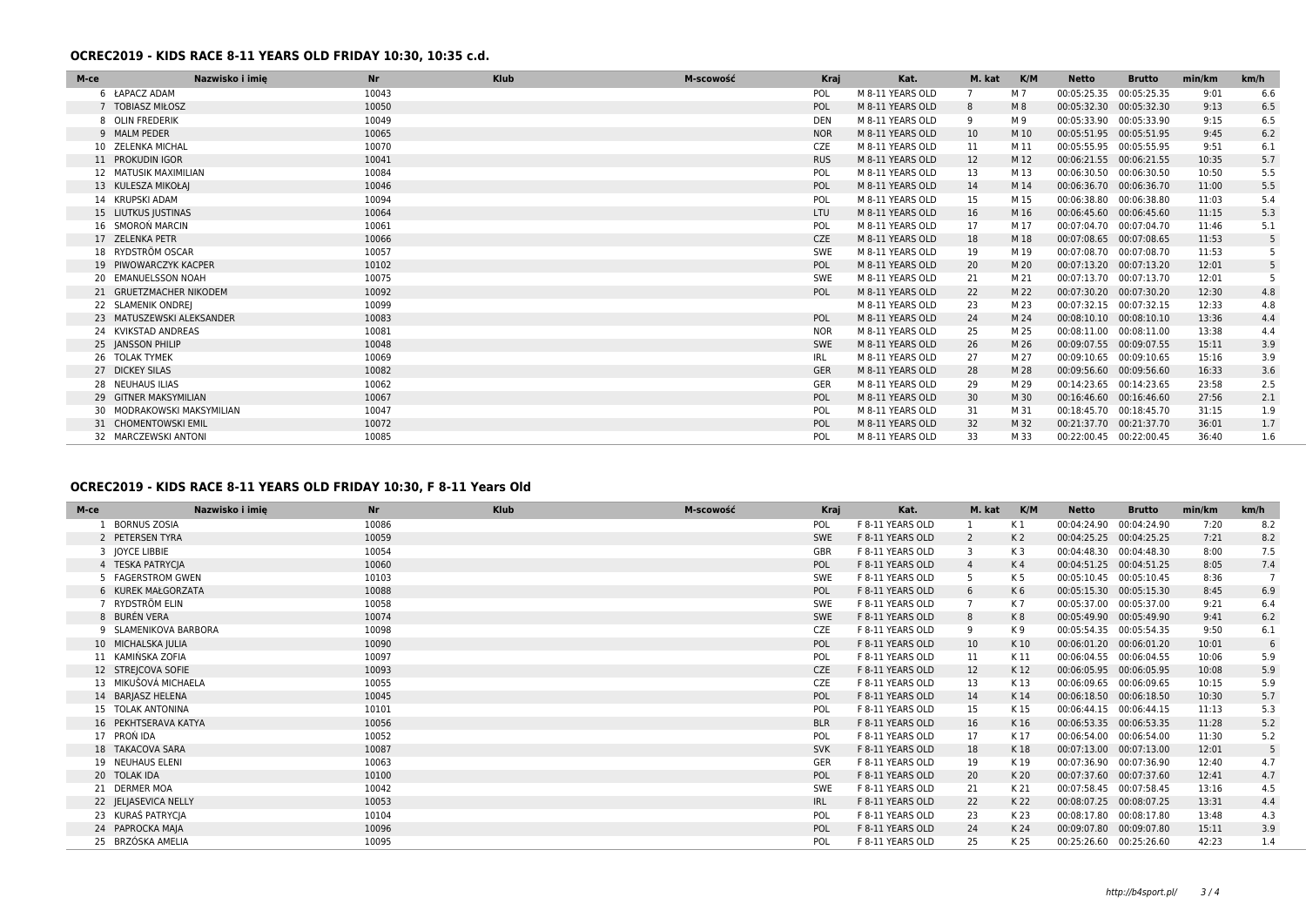## OCREC2019 - KIDS RACE 8-11 YEARS OLD FRIDAY 10:30, 10:35 c.d.

| M-ce | Nazwisko i imię | Nr | Klub | M-scowość | Kraj | Kat. | M. kat | K/M | Netto | Brutto | min/km | km/h |
|---|---|---|---|---|---|---|---|---|---|---|---|---|
| 6 | ŁAPACZ ADAM | 10043 | | | POL | M 8-11 YEARS OLD | 7 | M 7 | 00:05:25.35 | 00:05:25.35 | 9:01 | 6.6 |
| 7 | TOBIASZ MIŁOSZ | 10050 | | | POL | M 8-11 YEARS OLD | 8 | M 8 | 00:05:32.30 | 00:05:32.30 | 9:13 | 6.5 |
| 8 | OLIN FREDERIK | 10049 | | | DEN | M 8-11 YEARS OLD | 9 | M 9 | 00:05:33.90 | 00:05:33.90 | 9:15 | 6.5 |
| 9 | MALM PEDER | 10065 | | | NOR | M 8-11 YEARS OLD | 10 | M 10 | 00:05:51.95 | 00:05:51.95 | 9:45 | 6.2 |
| 10 | ZELENKA MICHAL | 10070 | | | CZE | M 8-11 YEARS OLD | 11 | M 11 | 00:05:55.95 | 00:05:55.95 | 9:51 | 6.1 |
| 11 | PROKUDIN IGOR | 10041 | | | RUS | M 8-11 YEARS OLD | 12 | M 12 | 00:06:21.55 | 00:06:21.55 | 10:35 | 5.7 |
| 12 | MATUSIK MAXIMILIAN | 10084 | | | POL | M 8-11 YEARS OLD | 13 | M 13 | 00:06:30.50 | 00:06:30.50 | 10:50 | 5.5 |
| 13 | KULESZA MIKOŁAJ | 10046 | | | POL | M 8-11 YEARS OLD | 14 | M 14 | 00:06:36.70 | 00:06:36.70 | 11:00 | 5.5 |
| 14 | KRUPSKI ADAM | 10094 | | | POL | M 8-11 YEARS OLD | 15 | M 15 | 00:06:38.80 | 00:06:38.80 | 11:03 | 5.4 |
| 15 | LIUTKUS JUSTINAS | 10064 | | | LTU | M 8-11 YEARS OLD | 16 | M 16 | 00:06:45.60 | 00:06:45.60 | 11:15 | 5.3 |
| 16 | SMOROŃ MARCIN | 10061 | | | POL | M 8-11 YEARS OLD | 17 | M 17 | 00:07:04.70 | 00:07:04.70 | 11:46 | 5.1 |
| 17 | ZELENKA PETR | 10066 | | | CZE | M 8-11 YEARS OLD | 18 | M 18 | 00:07:08.65 | 00:07:08.65 | 11:53 | 5 |
| 18 | RYDSTRÖM OSCAR | 10057 | | | SWE | M 8-11 YEARS OLD | 19 | M 19 | 00:07:08.70 | 00:07:08.70 | 11:53 | 5 |
| 19 | PIWOWARCZYK KACPER | 10102 | | | POL | M 8-11 YEARS OLD | 20 | M 20 | 00:07:13.20 | 00:07:13.20 | 12:01 | 5 |
| 20 | EMANUELSSON NOAH | 10075 | | | SWE | M 8-11 YEARS OLD | 21 | M 21 | 00:07:13.70 | 00:07:13.70 | 12:01 | 5 |
| 21 | GRUETZMACHER NIKODEM | 10092 | | | POL | M 8-11 YEARS OLD | 22 | M 22 | 00:07:30.20 | 00:07:30.20 | 12:30 | 4.8 |
| 22 | SLAMENIK ONDREJ | 10099 | | | | M 8-11 YEARS OLD | 23 | M 23 | 00:07:32.15 | 00:07:32.15 | 12:33 | 4.8 |
| 23 | MATUSZEWSKI ALEKSANDER | 10083 | | | POL | M 8-11 YEARS OLD | 24 | M 24 | 00:08:10.10 | 00:08:10.10 | 13:36 | 4.4 |
| 24 | KVIKSTAD ANDREAS | 10081 | | | NOR | M 8-11 YEARS OLD | 25 | M 25 | 00:08:11.00 | 00:08:11.00 | 13:38 | 4.4 |
| 25 | JANSSON PHILIP | 10048 | | | SWE | M 8-11 YEARS OLD | 26 | M 26 | 00:09:07.55 | 00:09:07.55 | 15:11 | 3.9 |
| 26 | TOLAK TYMEK | 10069 | | | IRL | M 8-11 YEARS OLD | 27 | M 27 | 00:09:10.65 | 00:09:10.65 | 15:16 | 3.9 |
| 27 | DICKEY SILAS | 10082 | | | GER | M 8-11 YEARS OLD | 28 | M 28 | 00:09:56.60 | 00:09:56.60 | 16:33 | 3.6 |
| 28 | NEUHAUS ILIAS | 10062 | | | GER | M 8-11 YEARS OLD | 29 | M 29 | 00:14:23.65 | 00:14:23.65 | 23:58 | 2.5 |
| 29 | GITNER MAKSYMILIAN | 10067 | | | POL | M 8-11 YEARS OLD | 30 | M 30 | 00:16:46.60 | 00:16:46.60 | 27:56 | 2.1 |
| 30 | MODRAKOWSKI MAKSYMILIAN | 10047 | | | POL | M 8-11 YEARS OLD | 31 | M 31 | 00:18:45.70 | 00:18:45.70 | 31:15 | 1.9 |
| 31 | CHOMENTOWSKI EMIL | 10072 | | | POL | M 8-11 YEARS OLD | 32 | M 32 | 00:21:37.70 | 00:21:37.70 | 36:01 | 1.7 |
| 32 | MARCZEWSKI ANTONI | 10085 | | | POL | M 8-11 YEARS OLD | 33 | M 33 | 00:22:00.45 | 00:22:00.45 | 36:40 | 1.6 |

## OCREC2019 - KIDS RACE 8-11 YEARS OLD FRIDAY 10:30, F 8-11 Years Old

| M-ce | Nazwisko i imię | Nr | Klub | M-scowość | Kraj | Kat. | M. kat | K/M | Netto | Brutto | min/km | km/h |
|---|---|---|---|---|---|---|---|---|---|---|---|---|
| 1 | BORNUS ZOSIA | 10086 | | | POL | F 8-11 YEARS OLD | 1 | K 1 | 00:04:24.90 | 00:04:24.90 | 7:20 | 8.2 |
| 2 | PETERSEN TYRA | 10059 | | | SWE | F 8-11 YEARS OLD | 2 | K 2 | 00:04:25.25 | 00:04:25.25 | 7:21 | 8.2 |
| 3 | JOYCE LIBBIE | 10054 | | | GBR | F 8-11 YEARS OLD | 3 | K 3 | 00:04:48.30 | 00:04:48.30 | 8:00 | 7.5 |
| 4 | TESKA PATRYCJA | 10060 | | | POL | F 8-11 YEARS OLD | 4 | K 4 | 00:04:51.25 | 00:04:51.25 | 8:05 | 7.4 |
| 5 | FAGERSTROM GWEN | 10103 | | | SWE | F 8-11 YEARS OLD | 5 | K 5 | 00:05:10.45 | 00:05:10.45 | 8:36 | 7 |
| 6 | KUREK MAŁGORZATA | 10088 | | | POL | F 8-11 YEARS OLD | 6 | K 6 | 00:05:15.30 | 00:05:15.30 | 8:45 | 6.9 |
| 7 | RYDSTRÖM ELIN | 10058 | | | SWE | F 8-11 YEARS OLD | 7 | K 7 | 00:05:37.00 | 00:05:37.00 | 9:21 | 6.4 |
| 8 | BURÉN VERA | 10074 | | | SWE | F 8-11 YEARS OLD | 8 | K 8 | 00:05:49.90 | 00:05:49.90 | 9:41 | 6.2 |
| 9 | SLAMENIKOVA BARBORA | 10098 | | | CZE | F 8-11 YEARS OLD | 9 | K 9 | 00:05:54.35 | 00:05:54.35 | 9:50 | 6.1 |
| 10 | MICHALSKA JULIA | 10090 | | | POL | F 8-11 YEARS OLD | 10 | K 10 | 00:06:01.20 | 00:06:01.20 | 10:01 | 6 |
| 11 | KAMIŃSKA ZOFIA | 10097 | | | POL | F 8-11 YEARS OLD | 11 | K 11 | 00:06:04.55 | 00:06:04.55 | 10:06 | 5.9 |
| 12 | STREJCOVA SOFIE | 10093 | | | CZE | F 8-11 YEARS OLD | 12 | K 12 | 00:06:05.95 | 00:06:05.95 | 10:08 | 5.9 |
| 13 | MIKUŠOVÁ MICHAELA | 10055 | | | CZE | F 8-11 YEARS OLD | 13 | K 13 | 00:06:09.65 | 00:06:09.65 | 10:15 | 5.9 |
| 14 | BARJASZ HELENA | 10045 | | | POL | F 8-11 YEARS OLD | 14 | K 14 | 00:06:18.50 | 00:06:18.50 | 10:30 | 5.7 |
| 15 | TOLAK ANTONINA | 10101 | | | POL | F 8-11 YEARS OLD | 15 | K 15 | 00:06:44.15 | 00:06:44.15 | 11:13 | 5.3 |
| 16 | PEKHTSERAVA KATYA | 10056 | | | BLR | F 8-11 YEARS OLD | 16 | K 16 | 00:06:53.35 | 00:06:53.35 | 11:28 | 5.2 |
| 17 | PROŃ IDA | 10052 | | | POL | F 8-11 YEARS OLD | 17 | K 17 | 00:06:54.00 | 00:06:54.00 | 11:30 | 5.2 |
| 18 | TAKACOVA SARA | 10087 | | | SVK | F 8-11 YEARS OLD | 18 | K 18 | 00:07:13.00 | 00:07:13.00 | 12:01 | 5 |
| 19 | NEUHAUS ELENI | 10063 | | | GER | F 8-11 YEARS OLD | 19 | K 19 | 00:07:36.90 | 00:07:36.90 | 12:40 | 4.7 |
| 20 | TOLAK IDA | 10100 | | | POL | F 8-11 YEARS OLD | 20 | K 20 | 00:07:37.60 | 00:07:37.60 | 12:41 | 4.7 |
| 21 | DERMER MOA | 10042 | | | SWE | F 8-11 YEARS OLD | 21 | K 21 | 00:07:58.45 | 00:07:58.45 | 13:16 | 4.5 |
| 22 | JELJASEVICA NELLY | 10053 | | | IRL | F 8-11 YEARS OLD | 22 | K 22 | 00:08:07.25 | 00:08:07.25 | 13:31 | 4.4 |
| 23 | KURAŚ PATRYCJA | 10104 | | | POL | F 8-11 YEARS OLD | 23 | K 23 | 00:08:17.80 | 00:08:17.80 | 13:48 | 4.3 |
| 24 | PAPROCKA MAJA | 10096 | | | POL | F 8-11 YEARS OLD | 24 | K 24 | 00:09:07.80 | 00:09:07.80 | 15:11 | 3.9 |
| 25 | BRZÓSKA AMELIA | 10095 | | | POL | F 8-11 YEARS OLD | 25 | K 25 | 00:25:26.60 | 00:25:26.60 | 42:23 | 1.4 |

http://b4sport.pl/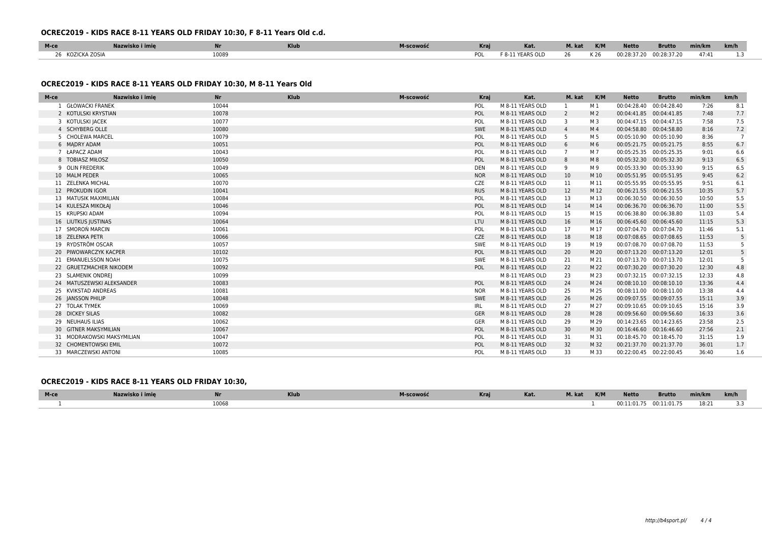### OCREC2019 - KIDS RACE 8-11 YEARS OLD FRIDAY 10:30, F 8-11 Years Old c.d.

| M-ce | Nazwisko i imię | Nr | Klub | M-scowość | Kraj | Kat. | M. kat | K/M | Netto | Brutto | min/km | km/h |
|---|---|---|---|---|---|---|---|---|---|---|---|---|
| 26 | KOZICKA ZOSIA | 10089 | | | POL | F 8-11 YEARS OLD | 26 | K 26 | 00:28:37.20 | 00:28:37.20 | 47:41 | 1.3 |

### OCREC2019 - KIDS RACE 8-11 YEARS OLD FRIDAY 10:30, M 8-11 Years Old

| M-ce | Nazwisko i imię | Nr | Klub | M-scowość | Kraj | Kat. | M. kat | K/M | Netto | Brutto | min/km | km/h |
|---|---|---|---|---|---|---|---|---|---|---|---|---|
| 1 | GŁOWACKI FRANEK | 10044 | | | POL | M 8-11 YEARS OLD | 1 | M 1 | 00:04:28.40 | 00:04:28.40 | 7:26 | 8.1 |
| 2 | KOTULSKI KRYSTIAN | 10078 | | | POL | M 8-11 YEARS OLD | 2 | M 2 | 00:04:41.85 | 00:04:41.85 | 7:48 | 7.7 |
| 3 | KOTULSKI JACEK | 10077 | | | POL | M 8-11 YEARS OLD | 3 | M 3 | 00:04:47.15 | 00:04:47.15 | 7:58 | 7.5 |
| 4 | SCHYBERG OLLE | 10080 | | | SWE | M 8-11 YEARS OLD | 4 | M 4 | 00:04:58.80 | 00:04:58.80 | 8:16 | 7.2 |
| 5 | CHOLEWA MARCEL | 10079 | | | POL | M 8-11 YEARS OLD | 5 | M 5 | 00:05:10.90 | 00:05:10.90 | 8:36 | 7 |
| 6 | MĄDRY ADAM | 10051 | | | POL | M 8-11 YEARS OLD | 6 | M 6 | 00:05:21.75 | 00:05:21.75 | 8:55 | 6.7 |
| 7 | ŁAPACZ ADAM | 10043 | | | POL | M 8-11 YEARS OLD | 7 | M 7 | 00:05:25.35 | 00:05:25.35 | 9:01 | 6.6 |
| 8 | TOBIASZ MIŁOSZ | 10050 | | | POL | M 8-11 YEARS OLD | 8 | M 8 | 00:05:32.30 | 00:05:32.30 | 9:13 | 6.5 |
| 9 | OLIN FREDERIK | 10049 | | | DEN | M 8-11 YEARS OLD | 9 | M 9 | 00:05:33.90 | 00:05:33.90 | 9:15 | 6.5 |
| 10 | MALM PEDER | 10065 | | | NOR | M 8-11 YEARS OLD | 10 | M 10 | 00:05:51.95 | 00:05:51.95 | 9:45 | 6.2 |
| 11 | ZELENKA MICHAL | 10070 | | | CZE | M 8-11 YEARS OLD | 11 | M 11 | 00:05:55.95 | 00:05:55.95 | 9:51 | 6.1 |
| 12 | PROKUDIN IGOR | 10041 | | | RUS | M 8-11 YEARS OLD | 12 | M 12 | 00:06:21.55 | 00:06:21.55 | 10:35 | 5.7 |
| 13 | MATUSIK MAXIMILIAN | 10084 | | | POL | M 8-11 YEARS OLD | 13 | M 13 | 00:06:30.50 | 00:06:30.50 | 10:50 | 5.5 |
| 14 | KULESZA MIKOŁAJ | 10046 | | | POL | M 8-11 YEARS OLD | 14 | M 14 | 00:06:36.70 | 00:06:36.70 | 11:00 | 5.5 |
| 15 | KRUPSKI ADAM | 10094 | | | POL | M 8-11 YEARS OLD | 15 | M 15 | 00:06:38.80 | 00:06:38.80 | 11:03 | 5.4 |
| 16 | LIUTKUS JUSTINAS | 10064 | | | LTU | M 8-11 YEARS OLD | 16 | M 16 | 00:06:45.60 | 00:06:45.60 | 11:15 | 5.3 |
| 17 | SMOROŃ MARCIN | 10061 | | | POL | M 8-11 YEARS OLD | 17 | M 17 | 00:07:04.70 | 00:07:04.70 | 11:46 | 5.1 |
| 18 | ZELENKA PETR | 10066 | | | CZE | M 8-11 YEARS OLD | 18 | M 18 | 00:07:08.65 | 00:07:08.65 | 11:53 | 5 |
| 19 | RYDSTRÖM OSCAR | 10057 | | | SWE | M 8-11 YEARS OLD | 19 | M 19 | 00:07:08.70 | 00:07:08.70 | 11:53 | 5 |
| 20 | PIWOWARCZYK KACPER | 10102 | | | POL | M 8-11 YEARS OLD | 20 | M 20 | 00:07:13.20 | 00:07:13.20 | 12:01 | 5 |
| 21 | EMANUELSSON NOAH | 10075 | | | SWE | M 8-11 YEARS OLD | 21 | M 21 | 00:07:13.70 | 00:07:13.70 | 12:01 | 5 |
| 22 | GRUETZMACHER NIKODEM | 10092 | | | POL | M 8-11 YEARS OLD | 22 | M 22 | 00:07:30.20 | 00:07:30.20 | 12:30 | 4.8 |
| 23 | SLAMENIK ONDREJ | 10099 | | | | M 8-11 YEARS OLD | 23 | M 23 | 00:07:32.15 | 00:07:32.15 | 12:33 | 4.8 |
| 24 | MATUSZEWSKI ALEKSANDER | 10083 | | | POL | M 8-11 YEARS OLD | 24 | M 24 | 00:08:10.10 | 00:08:10.10 | 13:36 | 4.4 |
| 25 | KVIKSTAD ANDREAS | 10081 | | | NOR | M 8-11 YEARS OLD | 25 | M 25 | 00:08:11.00 | 00:08:11.00 | 13:38 | 4.4 |
| 26 | JANSSON PHILIP | 10048 | | | SWE | M 8-11 YEARS OLD | 26 | M 26 | 00:09:07.55 | 00:09:07.55 | 15:11 | 3.9 |
| 27 | TOLAK TYMEK | 10069 | | | IRL | M 8-11 YEARS OLD | 27 | M 27 | 00:09:10.65 | 00:09:10.65 | 15:16 | 3.9 |
| 28 | DICKEY SILAS | 10082 | | | GER | M 8-11 YEARS OLD | 28 | M 28 | 00:09:56.60 | 00:09:56.60 | 16:33 | 3.6 |
| 29 | NEUHAUS ILIAS | 10062 | | | GER | M 8-11 YEARS OLD | 29 | M 29 | 00:14:23.65 | 00:14:23.65 | 23:58 | 2.5 |
| 30 | GITNER MAKSYMILIAN | 10067 | | | POL | M 8-11 YEARS OLD | 30 | M 30 | 00:16:46.60 | 00:16:46.60 | 27:56 | 2.1 |
| 31 | MODRAKOWSKI MAKSYMILIAN | 10047 | | | POL | M 8-11 YEARS OLD | 31 | M 31 | 00:18:45.70 | 00:18:45.70 | 31:15 | 1.9 |
| 32 | CHOMENTOWSKI EMIL | 10072 | | | POL | M 8-11 YEARS OLD | 32 | M 32 | 00:21:37.70 | 00:21:37.70 | 36:01 | 1.7 |
| 33 | MARCZEWSKI ANTONI | 10085 | | | POL | M 8-11 YEARS OLD | 33 | M 33 | 00:22:00.45 | 00:22:00.45 | 36:40 | 1.6 |

### OCREC2019 - KIDS RACE 8-11 YEARS OLD FRIDAY 10:30,

| M-ce | Nazwisko i imię | Nr | Klub | M-scowość | Kraj | Kat. | M. kat | K/M | Netto | Brutto | min/km | km/h |
|---|---|---|---|---|---|---|---|---|---|---|---|---|
| 1 | | 10068 | | | | | | 1 | 00:11:01.75 | 00:11:01.75 | 18:21 | 3.3 |

http://b4sport.pl/